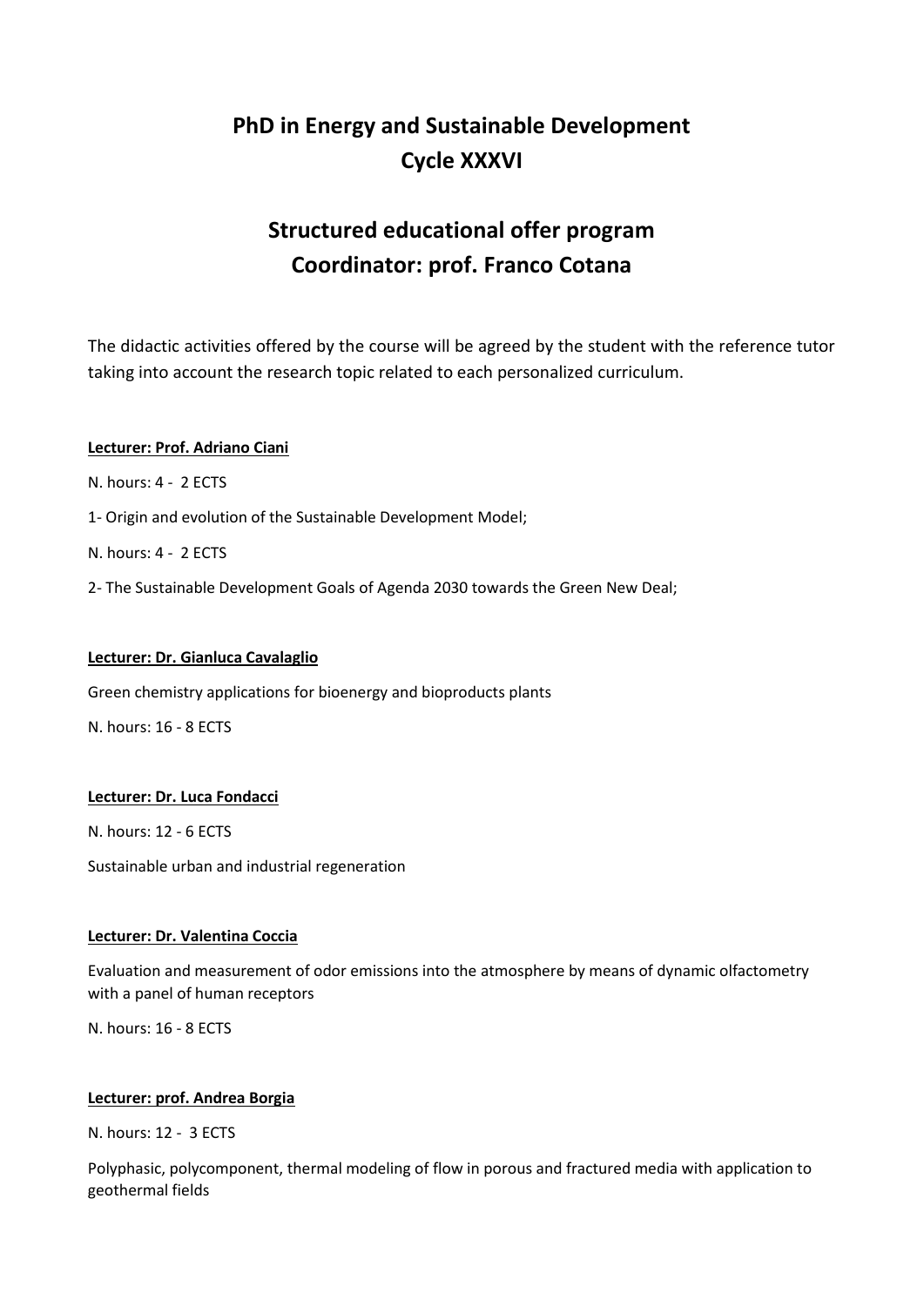# PhD in Energy and Sustainable Development
# Cycle XXXVI

## Structured educational offer program
## Coordinator: prof. Franco Cotana

The didactic activities offered by the course will be agreed by the student with the reference tutor taking into account the research topic related to each personalized curriculum.

**Lecturer: Prof. Adriano Ciani**

N. hours: 4 - 2 ECTS

1- Origin and evolution of the Sustainable Development Model;

N. hours: 4 - 2 ECTS

2- The Sustainable Development Goals of Agenda 2030 towards the Green New Deal;

**Lecturer: Dr. Gianluca Cavalaglio**

Green chemistry applications for bioenergy and bioproducts plants

N. hours: 16 - 8 ECTS

**Lecturer: Dr. Luca Fondacci**

N. hours: 12 - 6 ECTS

Sustainable urban and industrial regeneration

**Lecturer: Dr. Valentina Coccia**

Evaluation and measurement of odor emissions into the atmosphere by means of dynamic olfactometry with a panel of human receptors

N. hours: 16 - 8 ECTS

**Lecturer: prof. Andrea Borgia**

N. hours: 12 - 3 ECTS

Polyphasic, polycomponent, thermal modeling of flow in porous and fractured media with application to geothermal fields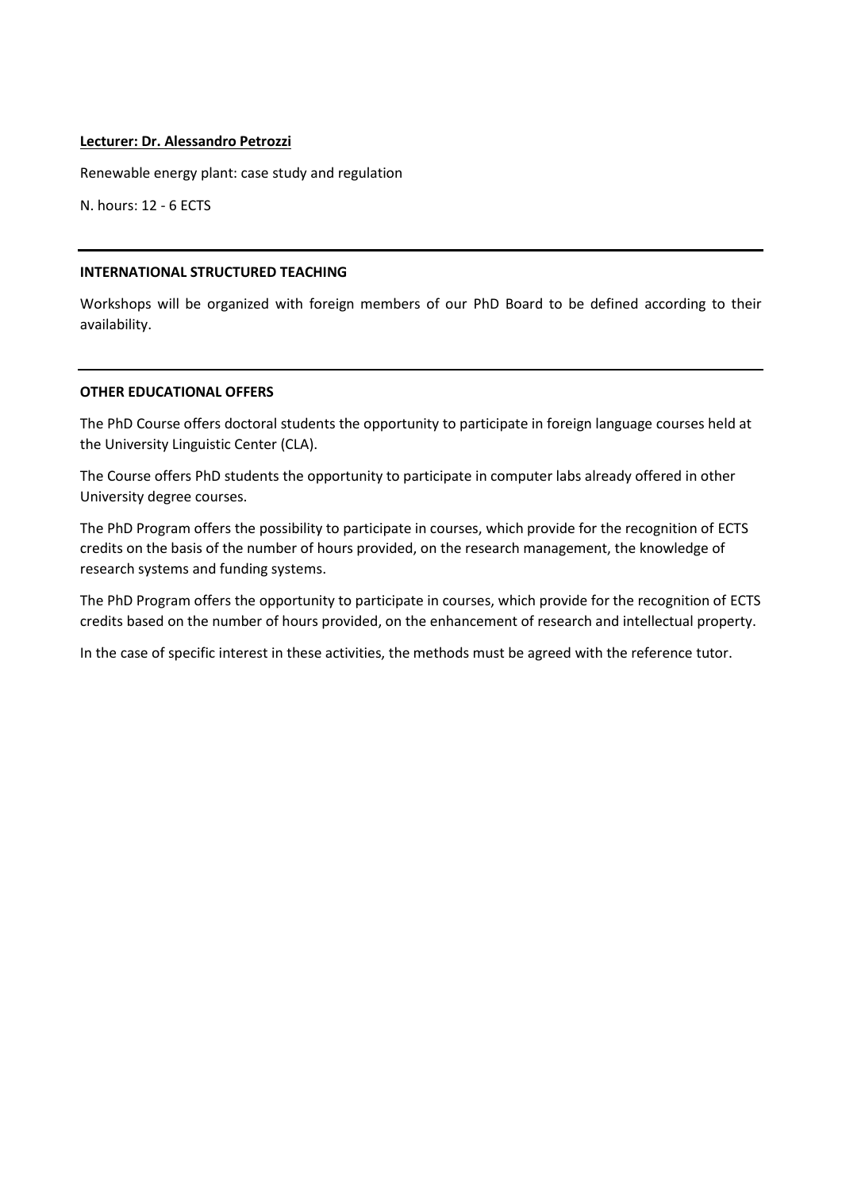**<u>Lecturer: Dr. Alessandro Petrozzi</u>**

Renewable energy plant: case study and regulation

N. hours: 12 - 6 ECTS

---

**INTERNATIONAL STRUCTURED TEACHING**

Workshops will be organized with foreign members of our PhD Board to be defined according to their availability.

---

**OTHER EDUCATIONAL OFFERS**

The PhD Course offers doctoral students the opportunity to participate in foreign language courses held at the University Linguistic Center (CLA).

The Course offers PhD students the opportunity to participate in computer labs already offered in other University degree courses.

The PhD Program offers the possibility to participate in courses, which provide for the recognition of ECTS credits on the basis of the number of hours provided, on the research management, the knowledge of research systems and funding systems.

The PhD Program offers the opportunity to participate in courses, which provide for the recognition of ECTS credits based on the number of hours provided, on the enhancement of research and intellectual property.

In the case of specific interest in these activities, the methods must be agreed with the reference tutor.